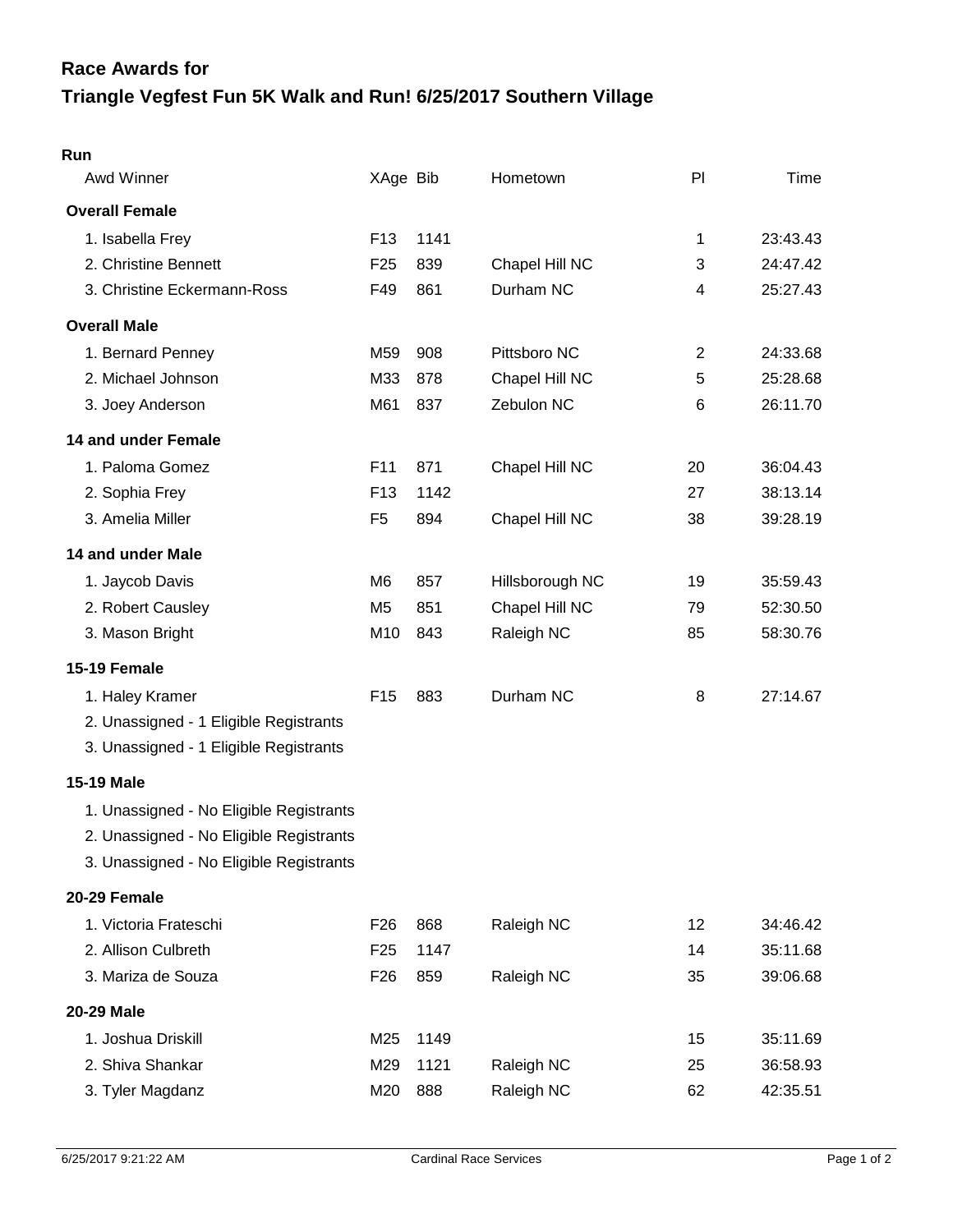# Race Awards for
# Triangle Vegfest Fun 5K Walk and Run! 6/25/2017 Southern Village

**Run**

| Awd Winner | XAge | Bib | Hometown | Pl | Time |
|---|---|---|---|---|---|
| **Overall Female** | | | | | |
| 1. Isabella Frey | F13 | 1141 | | 1 | 23:43.43 |
| 2. Christine Bennett | F25 | 839 | Chapel Hill NC | 3 | 24:47.42 |
| 3. Christine Eckermann-Ross | F49 | 861 | Durham NC | 4 | 25:27.43 |
| **Overall Male** | | | | | |
| 1. Bernard Penney | M59 | 908 | Pittsboro NC | 2 | 24:33.68 |
| 2. Michael Johnson | M33 | 878 | Chapel Hill NC | 5 | 25:28.68 |
| 3. Joey Anderson | M61 | 837 | Zebulon NC | 6 | 26:11.70 |
| **14 and under Female** | | | | | |
| 1. Paloma Gomez | F11 | 871 | Chapel Hill NC | 20 | 36:04.43 |
| 2. Sophia Frey | F13 | 1142 | | 27 | 38:13.14 |
| 3. Amelia Miller | F5 | 894 | Chapel Hill NC | 38 | 39:28.19 |
| **14 and under Male** | | | | | |
| 1. Jaycob Davis | M6 | 857 | Hillsborough NC | 19 | 35:59.43 |
| 2. Robert Causley | M5 | 851 | Chapel Hill NC | 79 | 52:30.50 |
| 3. Mason Bright | M10 | 843 | Raleigh NC | 85 | 58:30.76 |
| **15-19 Female** | | | | | |
| 1. Haley Kramer | F15 | 883 | Durham NC | 8 | 27:14.67 |
| 2. Unassigned - 1 Eligible Registrants | | | | | |
| 3. Unassigned - 1 Eligible Registrants | | | | | |
| **15-19 Male** | | | | | |
| 1. Unassigned - No Eligible Registrants | | | | | |
| 2. Unassigned - No Eligible Registrants | | | | | |
| 3. Unassigned - No Eligible Registrants | | | | | |
| **20-29 Female** | | | | | |
| 1. Victoria Frateschi | F26 | 868 | Raleigh NC | 12 | 34:46.42 |
| 2. Allison Culbreth | F25 | 1147 | | 14 | 35:11.68 |
| 3. Mariza de Souza | F26 | 859 | Raleigh NC | 35 | 39:06.68 |
| **20-29 Male** | | | | | |
| 1. Joshua Driskill | M25 | 1149 | | 15 | 35:11.69 |
| 2. Shiva Shankar | M29 | 1121 | Raleigh NC | 25 | 36:58.93 |
| 3. Tyler Magdanz | M20 | 888 | Raleigh NC | 62 | 42:35.51 |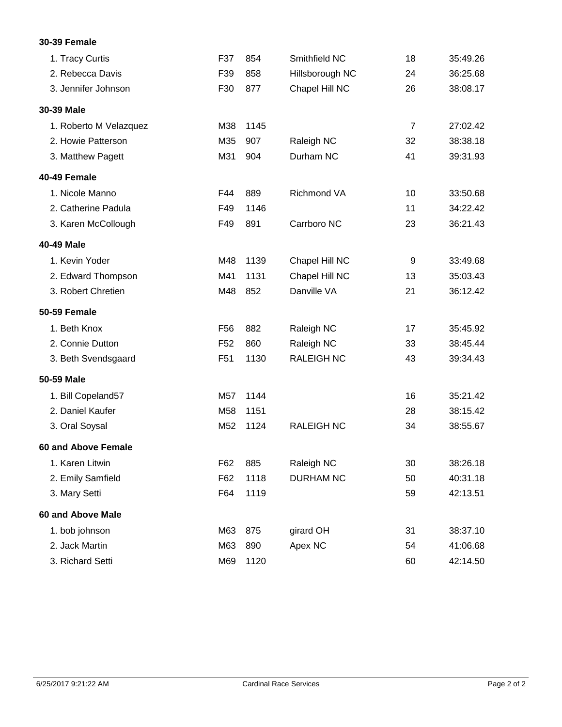**30-39 Female**

| | | | | | |
|---|---|---|---|---|---|
| 1. Tracy Curtis | F37 | 854 | Smithfield NC | 18 | 35:49.26 |
| 2. Rebecca Davis | F39 | 858 | Hillsborough NC | 24 | 36:25.68 |
| 3. Jennifer Johnson | F30 | 877 | Chapel Hill NC | 26 | 38:08.17 |

**30-39 Male**

| | | | | | |
|---|---|---|---|---|---|
| 1. Roberto M Velazquez | M38 | 1145 | | 7 | 27:02.42 |
| 2. Howie Patterson | M35 | 907 | Raleigh NC | 32 | 38:38.18 |
| 3. Matthew Pagett | M31 | 904 | Durham NC | 41 | 39:31.93 |

**40-49 Female**

| | | | | | |
|---|---|---|---|---|---|
| 1. Nicole Manno | F44 | 889 | Richmond VA | 10 | 33:50.68 |
| 2. Catherine Padula | F49 | 1146 | | 11 | 34:22.42 |
| 3. Karen McCollough | F49 | 891 | Carrboro NC | 23 | 36:21.43 |

**40-49 Male**

| | | | | | |
|---|---|---|---|---|---|
| 1. Kevin Yoder | M48 | 1139 | Chapel Hill NC | 9 | 33:49.68 |
| 2. Edward Thompson | M41 | 1131 | Chapel Hill NC | 13 | 35:03.43 |
| 3. Robert Chretien | M48 | 852 | Danville VA | 21 | 36:12.42 |

**50-59 Female**

| | | | | | |
|---|---|---|---|---|---|
| 1. Beth Knox | F56 | 882 | Raleigh NC | 17 | 35:45.92 |
| 2. Connie Dutton | F52 | 860 | Raleigh NC | 33 | 38:45.44 |
| 3. Beth Svendsgaard | F51 | 1130 | RALEIGH NC | 43 | 39:34.43 |

**50-59 Male**

| | | | | | |
|---|---|---|---|---|---|
| 1. Bill Copeland57 | M57 | 1144 | | 16 | 35:21.42 |
| 2. Daniel Kaufer | M58 | 1151 | | 28 | 38:15.42 |
| 3. Oral Soysal | M52 | 1124 | RALEIGH NC | 34 | 38:55.67 |

**60 and Above Female**

| | | | | | |
|---|---|---|---|---|---|
| 1. Karen Litwin | F62 | 885 | Raleigh NC | 30 | 38:26.18 |
| 2. Emily Samfield | F62 | 1118 | DURHAM NC | 50 | 40:31.18 |
| 3. Mary Setti | F64 | 1119 | | 59 | 42:13.51 |

**60 and Above Male**

| | | | | | |
|---|---|---|---|---|---|
| 1. bob johnson | M63 | 875 | girard OH | 31 | 38:37.10 |
| 2. Jack Martin | M63 | 890 | Apex NC | 54 | 41:06.68 |
| 3. Richard Setti | M69 | 1120 | | 60 | 42:14.50 |